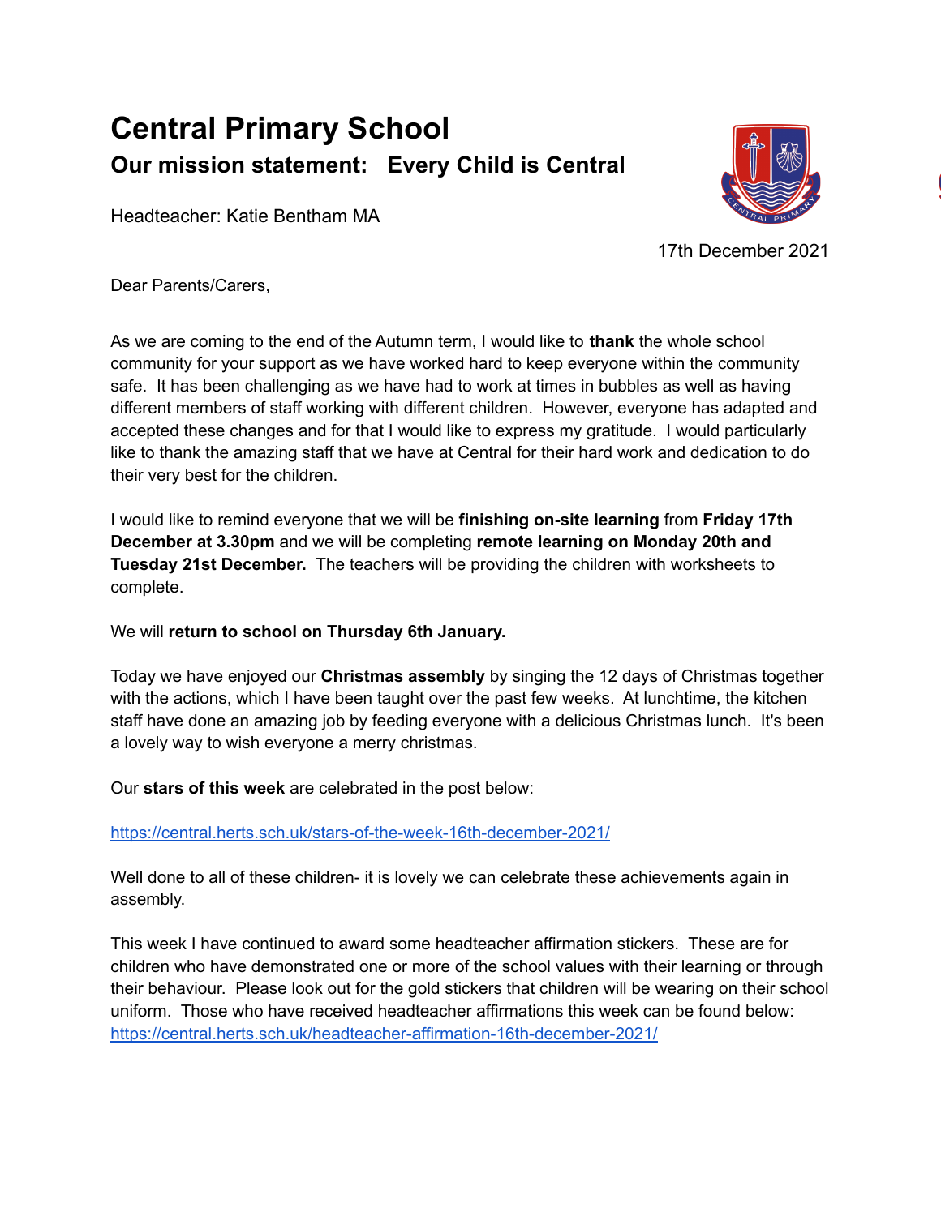# Central Primary School

## Our mission statement: Every Child is Central

Headteacher: Katie Bentham MA

17th December 2021

Dear Parents/Carers,

As we are coming to the end of the Autumn term, I would like to **thank** the whole school community for your support as we have worked hard to keep everyone within the community safe. It has been challenging as we have had to work at times in bubbles as well as having different members of staff working with different children. However, everyone has adapted and accepted these changes and for that I would like to express my gratitude. I would particularly like to thank the amazing staff that we have at Central for their hard work and dedication to do their very best for the children.

I would like to remind everyone that we will be **finishing on-site learning** from **Friday 17th December at 3.30pm** and we will be completing **remote learning on Monday 20th and Tuesday 21st December.** The teachers will be providing the children with worksheets to complete.

We will **return to school on Thursday 6th January.**

Today we have enjoyed our **Christmas assembly** by singing the 12 days of Christmas together with the actions, which I have been taught over the past few weeks. At lunchtime, the kitchen staff have done an amazing job by feeding everyone with a delicious Christmas lunch. It's been a lovely way to wish everyone a merry christmas.

Our **stars of this week** are celebrated in the post below:

https://central.herts.sch.uk/stars-of-the-week-16th-december-2021/

Well done to all of these children- it is lovely we can celebrate these achievements again in assembly.

This week I have continued to award some headteacher affirmation stickers. These are for children who have demonstrated one or more of the school values with their learning or through their behaviour. Please look out for the gold stickers that children will be wearing on their school uniform. Those who have received headteacher affirmations this week can be found below: https://central.herts.sch.uk/headteacher-affirmation-16th-december-2021/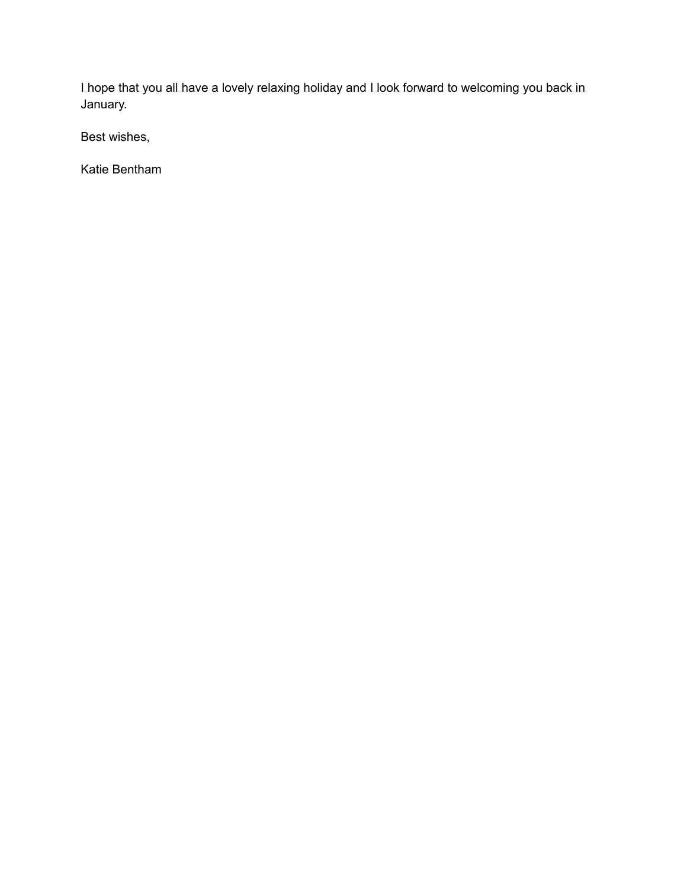I hope that you all have a lovely relaxing holiday and I look forward to welcoming you back in January.

Best wishes,

Katie Bentham